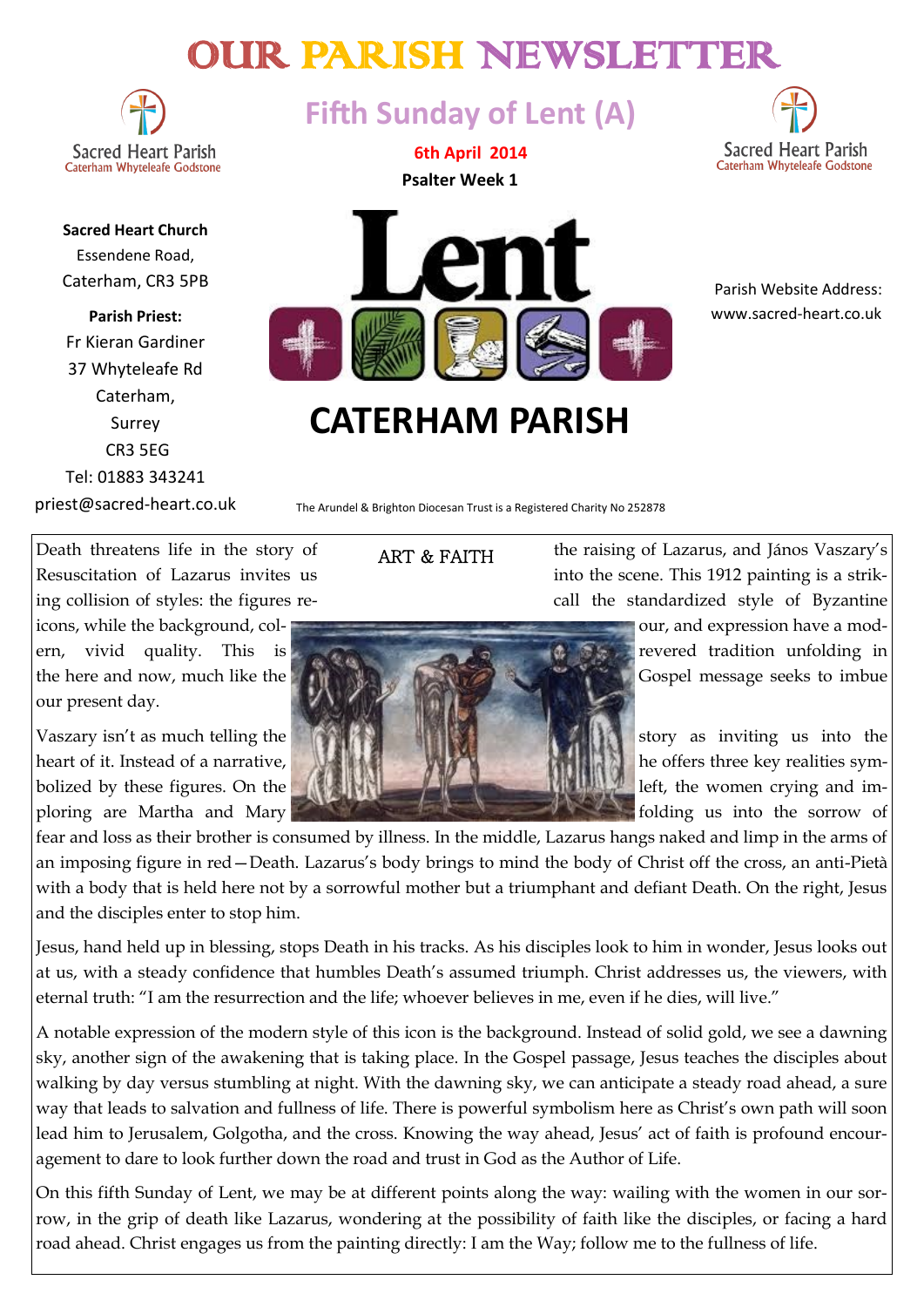# OUR PARISH NEWSLETTER

## Fifth Sunday of Lent (A)

**6th April 2014**

**Psalter Week 1**

Sacred Heart Parish
Caterham Whyteleafe Godstone

**Sacred Heart Church**
Essendene Road,
Caterham, CR3 5PB

**Parish Priest:**
Fr Kieran Gardiner
37 Whyteleafe Rd
Caterham,
Surrey
CR3 5EG
Tel: 01883 343241
priest@sacred-heart.co.uk

Parish Website Address:
www.sacred-heart.co.uk

# CATERHAM PARISH

The Arundel & Brighton Diocesan Trust is a Registered Charity No 252878

## ART & FAITH

Death threatens life in the story of the raising of Lazarus, and János Vaszary's Resuscitation of Lazarus invites us into the scene. This 1912 painting is a striking collision of styles: the figures recall the standardized style of Byzantine icons, while the background, colour, and expression have a modern, vivid quality. This is revered tradition unfolding in the here and now, much like the Gospel message seeks to imbue our present day.

Vaszary isn't as much telling the story as inviting us into the heart of it. Instead of a narrative, he offers three key realities symbolized by these figures. On the left, the women crying and imploring are Martha and Mary folding us into the sorrow of fear and loss as their brother is consumed by illness. In the middle, Lazarus hangs naked and limp in the arms of an imposing figure in red—Death. Lazarus's body brings to mind the body of Christ off the cross, an anti-Pietà with a body that is held here not by a sorrowful mother but a triumphant and defiant Death. On the right, Jesus and the disciples enter to stop him.

Jesus, hand held up in blessing, stops Death in his tracks. As his disciples look to him in wonder, Jesus looks out at us, with a steady confidence that humbles Death's assumed triumph. Christ addresses us, the viewers, with eternal truth: "I am the resurrection and the life; whoever believes in me, even if he dies, will live."

A notable expression of the modern style of this icon is the background. Instead of solid gold, we see a dawning sky, another sign of the awakening that is taking place. In the Gospel passage, Jesus teaches the disciples about walking by day versus stumbling at night. With the dawning sky, we can anticipate a steady road ahead, a sure way that leads to salvation and fullness of life. There is powerful symbolism here as Christ's own path will soon lead him to Jerusalem, Golgotha, and the cross. Knowing the way ahead, Jesus' act of faith is profound encouragement to dare to look further down the road and trust in God as the Author of Life.

On this fifth Sunday of Lent, we may be at different points along the way: wailing with the women in our sorrow, in the grip of death like Lazarus, wondering at the possibility of faith like the disciples, or facing a hard road ahead. Christ engages us from the painting directly: I am the Way; follow me to the fullness of life.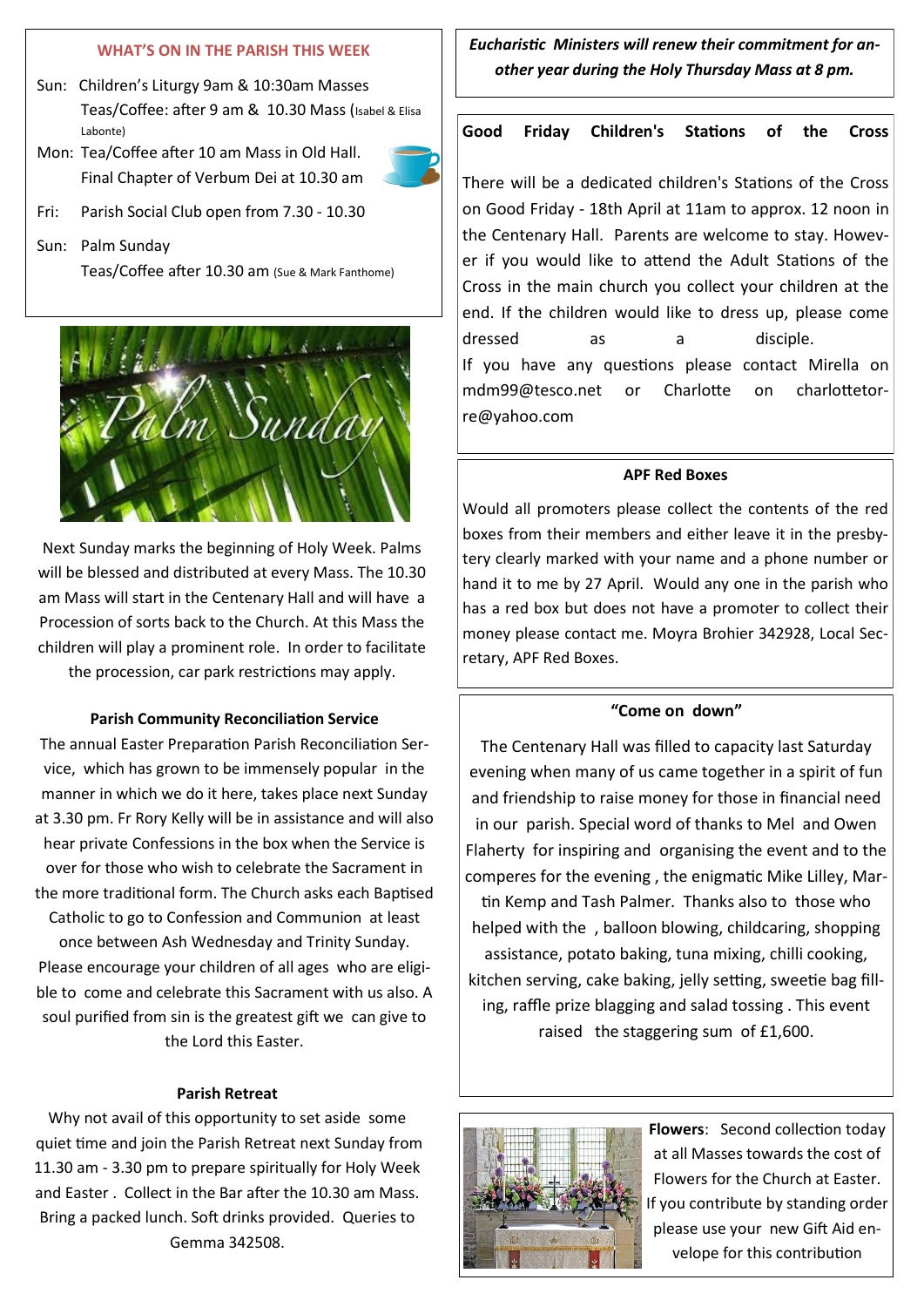## WHAT'S ON IN THE PARISH THIS WEEK

Sun: Children's Liturgy 9am & 10:30am Masses
Teas/Coffee: after 9 am & 10.30 Mass (Isabel & Elisa Labonte)

Mon: Tea/Coffee after 10 am Mass in Old Hall.
Final Chapter of Verbum Dei at 10.30 am

Fri: Parish Social Club open from 7.30 - 10.30

Sun: Palm Sunday
Teas/Coffee after 10.30 am (Sue & Mark Fanthome)

Next Sunday marks the beginning of Holy Week. Palms will be blessed and distributed at every Mass. The 10.30 am Mass will start in the Centenary Hall and will have a Procession of sorts back to the Church. At this Mass the children will play a prominent role. In order to facilitate the procession, car park restrictions may apply.

### Parish Community Reconciliation Service

The annual Easter Preparation Parish Reconciliation Service, which has grown to be immensely popular in the manner in which we do it here, takes place next Sunday at 3.30 pm. Fr Rory Kelly will be in assistance and will also hear private Confessions in the box when the Service is over for those who wish to celebrate the Sacrament in the more traditional form. The Church asks each Baptised Catholic to go to Confession and Communion at least once between Ash Wednesday and Trinity Sunday. Please encourage your children of all ages who are eligible to come and celebrate this Sacrament with us also. A soul purified from sin is the greatest gift we can give to the Lord this Easter.

### Parish Retreat

Why not avail of this opportunity to set aside some quiet time and join the Parish Retreat next Sunday from 11.30 am - 3.30 pm to prepare spiritually for Holy Week and Easter . Collect in the Bar after the 10.30 am Mass. Bring a packed lunch. Soft drinks provided. Queries to Gemma 342508.

***Eucharistic Ministers will renew their commitment for another year during the Holy Thursday Mass at 8 pm.***

### Good Friday Children's Stations of the Cross

There will be a dedicated children's Stations of the Cross on Good Friday - 18th April at 11am to approx. 12 noon in the Centenary Hall. Parents are welcome to stay. However if you would like to attend the Adult Stations of the Cross in the main church you collect your children at the end. If the children would like to dress up, please come dressed as a disciple.
If you have any questions please contact Mirella on mdm99@tesco.net or Charlotte on charlottetorre@yahoo.com

### APF Red Boxes

Would all promoters please collect the contents of the red boxes from their members and either leave it in the presbytery clearly marked with your name and a phone number or hand it to me by 27 April. Would any one in the parish who has a red box but does not have a promoter to collect their money please contact me. Moyra Brohier 342928, Local Secretary, APF Red Boxes.

### "Come on down"

The Centenary Hall was filled to capacity last Saturday evening when many of us came together in a spirit of fun and friendship to raise money for those in financial need in our parish. Special word of thanks to Mel and Owen Flaherty for inspiring and organising the event and to the comperes for the evening , the enigmatic Mike Lilley, Martin Kemp and Tash Palmer. Thanks also to those who helped with the , balloon blowing, childcaring, shopping assistance, potato baking, tuna mixing, chilli cooking, kitchen serving, cake baking, jelly setting, sweetie bag filling, raffle prize blagging and salad tossing . This event raised the staggering sum of £1,600.

**Flowers**: Second collection today at all Masses towards the cost of Flowers for the Church at Easter. If you contribute by standing order please use your new Gift Aid envelope for this contribution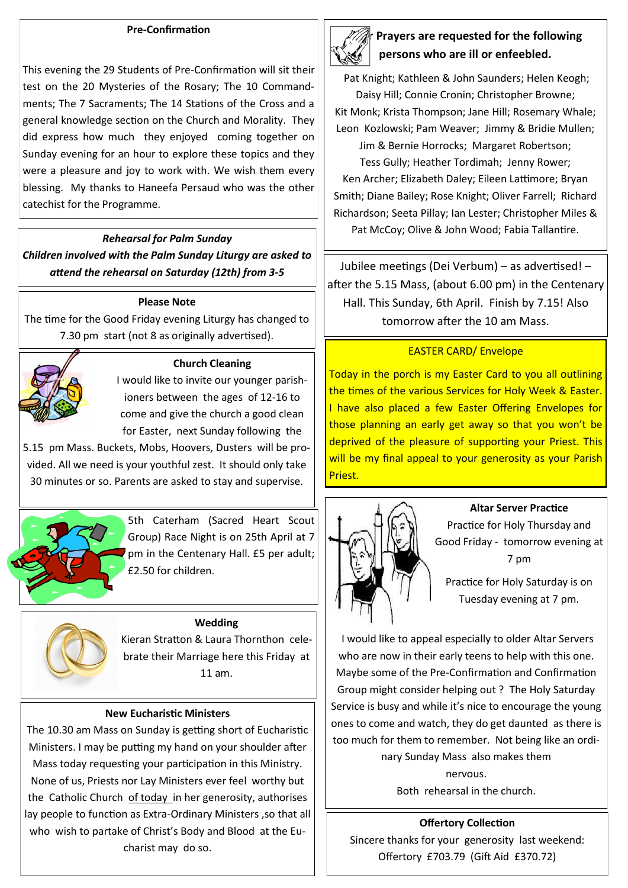## Pre-Confirmation

This evening the 29 Students of Pre-Confirmation will sit their test on the 20 Mysteries of the Rosary; The 10 Commandments; The 7 Sacraments; The 14 Stations of the Cross and a general knowledge section on the Church and Morality. They did express how much they enjoyed coming together on Sunday evening for an hour to explore these topics and they were a pleasure and joy to work with. We wish them every blessing. My thanks to Haneefa Persaud who was the other catechist for the Programme.

***Rehearsal for Palm Sunday***

***Children involved with the Palm Sunday Liturgy are asked to attend the rehearsal on Saturday (12th) from 3-5***

## Please Note

The time for the Good Friday evening Liturgy has changed to 7.30 pm start (not 8 as originally advertised).

## Church Cleaning

I would like to invite our younger parishioners between the ages of 12-16 to come and give the church a good clean for Easter, next Sunday following the 5.15 pm Mass. Buckets, Mobs, Hoovers, Dusters will be provided. All we need is your youthful zest. It should only take 30 minutes or so. Parents are asked to stay and supervise.

5th Caterham (Sacred Heart Scout Group) Race Night is on 25th April at 7 pm in the Centenary Hall. £5 per adult; £2.50 for children.

## Wedding

Kieran Stratton & Laura Thornthon celebrate their Marriage here this Friday at 11 am.

## New Eucharistic Ministers

The 10.30 am Mass on Sunday is getting short of Eucharistic Ministers. I may be putting my hand on your shoulder after Mass today requesting your participation in this Ministry. None of us, Priests nor Lay Ministers ever feel worthy but the Catholic Church of today in her generosity, authorises lay people to function as Extra-Ordinary Ministers ,so that all who wish to partake of Christ's Body and Blood at the Eucharist may do so.

## Prayers are requested for the following persons who are ill or enfeebled.

Pat Knight; Kathleen & John Saunders; Helen Keogh; Daisy Hill; Connie Cronin; Christopher Browne; Kit Monk; Krista Thompson; Jane Hill; Rosemary Whale; Leon Kozlowski; Pam Weaver; Jimmy & Bridie Mullen; Jim & Bernie Horrocks; Margaret Robertson; Tess Gully; Heather Tordimah; Jenny Rower; Ken Archer; Elizabeth Daley; Eileen Lattimore; Bryan Smith; Diane Bailey; Rose Knight; Oliver Farrell; Richard Richardson; Seeta Pillay; Ian Lester; Christopher Miles & Pat McCoy; Olive & John Wood; Fabia Tallantire.

Jubilee meetings (Dei Verbum) – as advertised! – after the 5.15 Mass, (about 6.00 pm) in the Centenary Hall. This Sunday, 6th April. Finish by 7.15! Also tomorrow after the 10 am Mass.

## EASTER CARD/ Envelope

Today in the porch is my Easter Card to you all outlining the times of the various Services for Holy Week & Easter. I have also placed a few Easter Offering Envelopes for those planning an early get away so that you won't be deprived of the pleasure of supporting your Priest. This will be my final appeal to your generosity as your Parish Priest.

## Altar Server Practice

Practice for Holy Thursday and Good Friday - tomorrow evening at 7 pm

Practice for Holy Saturday is on Tuesday evening at 7 pm.

I would like to appeal especially to older Altar Servers who are now in their early teens to help with this one. Maybe some of the Pre-Confirmation and Confirmation Group might consider helping out ? The Holy Saturday Service is busy and while it's nice to encourage the young ones to come and watch, they do get daunted as there is too much for them to remember. Not being like an ordinary Sunday Mass also makes them nervous.

Both rehearsal in the church.

## Offertory Collection

Sincere thanks for your generosity last weekend: Offertory £703.79 (Gift Aid £370.72)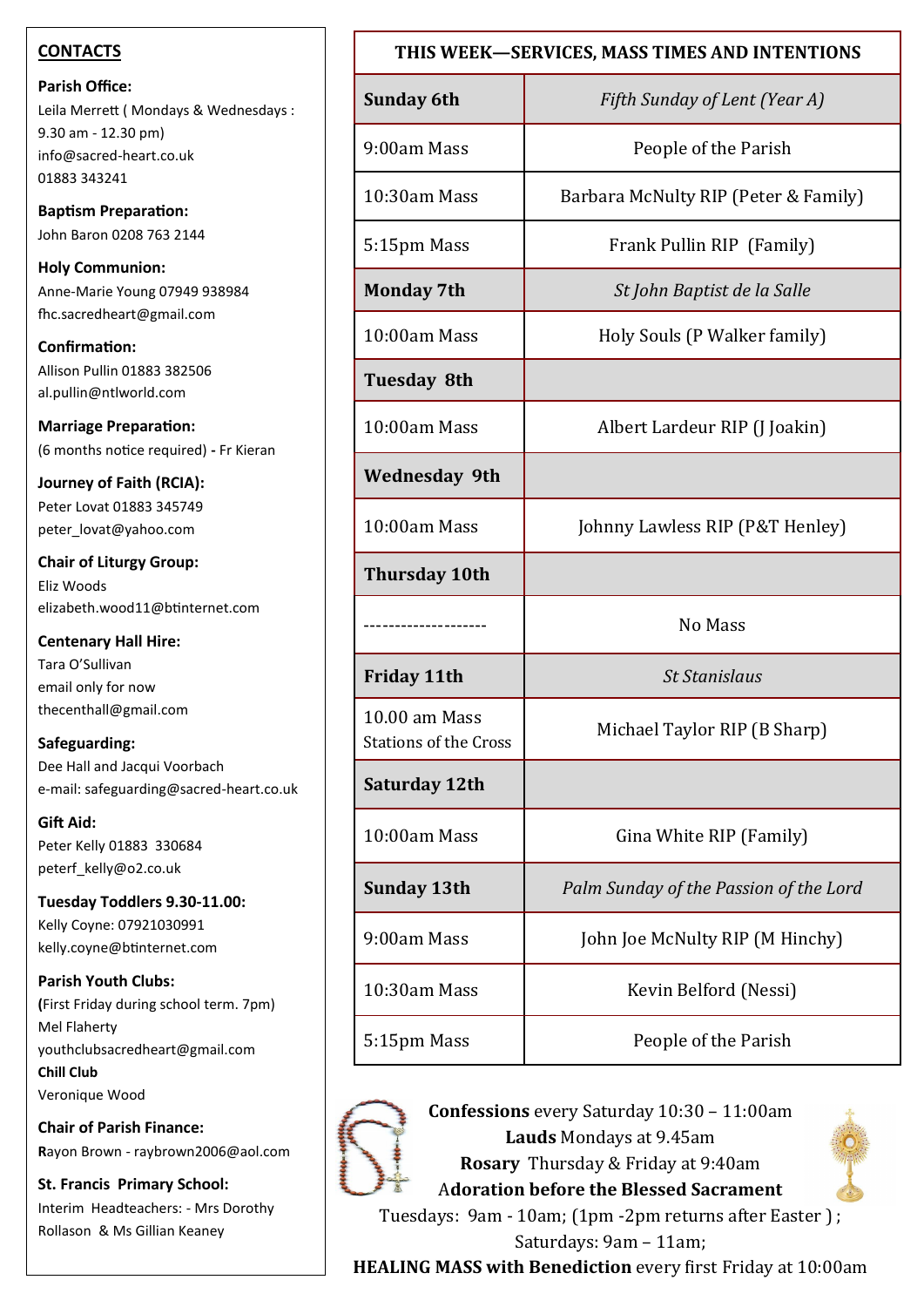## CONTACTS

**Parish Office:**
Leila Merrett ( Mondays & Wednesdays : 9.30 am - 12.30 pm)
info@sacred-heart.co.uk
01883 343241

**Baptism Preparation:**
John Baron 0208 763 2144

**Holy Communion:**
Anne-Marie Young 07949 938984
fhc.sacredheart@gmail.com

**Confirmation:**
Allison Pullin 01883 382506
al.pullin@ntlworld.com

**Marriage Preparation:**
(6 months notice required) **-** Fr Kieran

**Journey of Faith (RCIA):**
Peter Lovat 01883 345749
peter_lovat@yahoo.com

**Chair of Liturgy Group:**
Eliz Woods
elizabeth.wood11@btinternet.com

**Centenary Hall Hire:**
Tara O'Sullivan
email only for now
thecenthall@gmail.com

**Safeguarding:**
Dee Hall and Jacqui Voorbach
e-mail: safeguarding@sacred-heart.co.uk

**Gift Aid:**
Peter Kelly 01883 330684
peterf_kelly@o2.co.uk

**Tuesday Toddlers 9.30-11.00:**
Kelly Coyne: 07921030991
kelly.coyne@btinternet.com

**Parish Youth Clubs:**
**(**First Friday during school term. 7pm)
Mel Flaherty
youthclubsacredheart@gmail.com
**Chill Club**
Veronique Wood

**Chair of Parish Finance:**
**R**ayon Brown - raybrown2006@aol.com

**St. Francis Primary School:**
Interim Headteachers: - Mrs Dorothy Rollason & Ms Gillian Keaney

## THIS WEEK—SERVICES, MASS TIMES AND INTENTIONS

| | |
|---|---|
| **Sunday 6th** | *Fifth Sunday of Lent (Year A)* |
| 9:00am Mass | People of the Parish |
| 10:30am Mass | Barbara McNulty RIP (Peter & Family) |
| 5:15pm Mass | Frank Pullin RIP (Family) |
| **Monday 7th** | *St John Baptist de la Salle* |
| 10:00am Mass | Holy Souls (P Walker family) |
| **Tuesday 8th** | |
| 10:00am Mass | Albert Lardeur RIP (J Joakin) |
| **Wednesday 9th** | |
| 10:00am Mass | Johnny Lawless RIP (P&T Henley) |
| **Thursday 10th** | |
| -------------------- | No Mass |
| **Friday 11th** | *St Stanislaus* |
| 10.00 am Mass Stations of the Cross | Michael Taylor RIP (B Sharp) |
| **Saturday 12th** | |
| 10:00am Mass | Gina White RIP (Family) |
| **Sunday 13th** | *Palm Sunday of the Passion of the Lord* |
| 9:00am Mass | John Joe McNulty RIP (M Hinchy) |
| 10:30am Mass | Kevin Belford (Nessi) |
| 5:15pm Mass | People of the Parish |

**Confessions** every Saturday 10:30 – 11:00am
**Lauds** Mondays at 9.45am
**Rosary** Thursday & Friday at 9:40am
**Adoration before the Blessed Sacrament**
Tuesdays: 9am - 10am; (1pm -2pm returns after Easter ) ;
Saturdays: 9am – 11am;
**HEALING MASS with Benediction** every first Friday at 10:00am